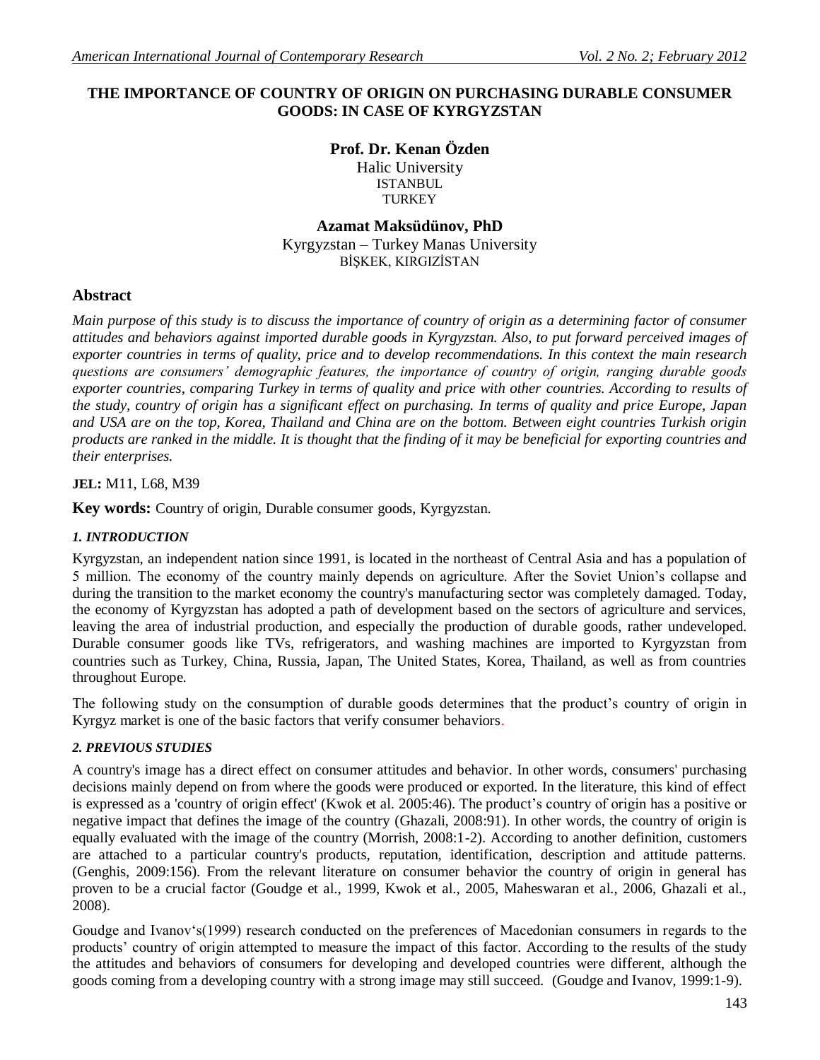# THE IMPORTANCE OF COUNTRY OF ORIGIN ON PURCHASING DURABLE CONSUMER GOODS: IN CASE OF KYRGYZSTAN

**Prof. Dr. Kenan Özden**
Halic University
ISTANBUL
TURKEY

**Azamat Maksüdünov, PhD**
Kyrgyzstan – Turkey Manas University
BİŞKEK, KIRGIZİSTAN

## Abstract

*Main purpose of this study is to discuss the importance of country of origin as a determining factor of consumer attitudes and behaviors against imported durable goods in Kyrgyzstan. Also, to put forward perceived images of exporter countries in terms of quality, price and to develop recommendations. In this context the main research questions are consumers' demographic features, the importance of country of origin, ranging durable goods exporter countries, comparing Turkey in terms of quality and price with other countries. According to results of the study, country of origin has a significant effect on purchasing. In terms of quality and price Europe, Japan and USA are on the top, Korea, Thailand and China are on the bottom. Between eight countries Turkish origin products are ranked in the middle. It is thought that the finding of it may be beneficial for exporting countries and their enterprises.*

**JEL:** M11, L68, M39

**Key words:** Country of origin, Durable consumer goods, Kyrgyzstan.

### *1. INTRODUCTION*

Kyrgyzstan, an independent nation since 1991, is located in the northeast of Central Asia and has a population of 5 million. The economy of the country mainly depends on agriculture. After the Soviet Union's collapse and during the transition to the market economy the country's manufacturing sector was completely damaged. Today, the economy of Kyrgyzstan has adopted a path of development based on the sectors of agriculture and services, leaving the area of industrial production, and especially the production of durable goods, rather undeveloped. Durable consumer goods like TVs, refrigerators, and washing machines are imported to Kyrgyzstan from countries such as Turkey, China, Russia, Japan, The United States, Korea, Thailand, as well as from countries throughout Europe.

The following study on the consumption of durable goods determines that the product's country of origin in Kyrgyz market is one of the basic factors that verify consumer behaviors.

### *2. PREVIOUS STUDIES*

A country's image has a direct effect on consumer attitudes and behavior. In other words, consumers' purchasing decisions mainly depend on from where the goods were produced or exported. In the literature, this kind of effect is expressed as a 'country of origin effect' (Kwok et al. 2005:46). The product's country of origin has a positive or negative impact that defines the image of the country (Ghazali, 2008:91). In other words, the country of origin is equally evaluated with the image of the country (Morrish, 2008:1-2). According to another definition, customers are attached to a particular country's products, reputation, identification, description and attitude patterns. (Genghis, 2009:156). From the relevant literature on consumer behavior the country of origin in general has proven to be a crucial factor (Goudge et al., 1999, Kwok et al., 2005, Maheswaran et al., 2006, Ghazali et al., 2008).

Goudge and Ivanov's(1999) research conducted on the preferences of Macedonian consumers in regards to the products' country of origin attempted to measure the impact of this factor. According to the results of the study the attitudes and behaviors of consumers for developing and developed countries were different, although the goods coming from a developing country with a strong image may still succeed. (Goudge and Ivanov, 1999:1-9).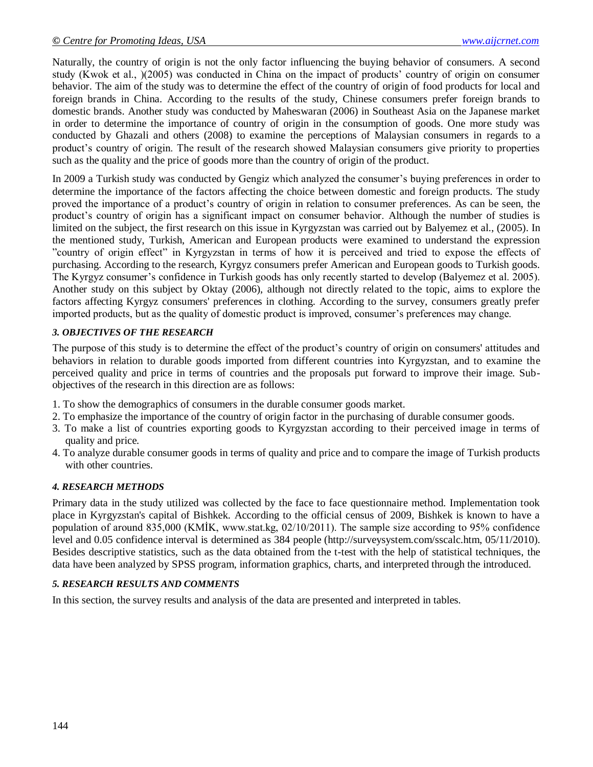Naturally, the country of origin is not the only factor influencing the buying behavior of consumers. A second study (Kwok et al., )(2005) was conducted in China on the impact of products' country of origin on consumer behavior. The aim of the study was to determine the effect of the country of origin of food products for local and foreign brands in China. According to the results of the study, Chinese consumers prefer foreign brands to domestic brands. Another study was conducted by Maheswaran (2006) in Southeast Asia on the Japanese market in order to determine the importance of country of origin in the consumption of goods. One more study was conducted by Ghazali and others (2008) to examine the perceptions of Malaysian consumers in regards to a product's country of origin. The result of the research showed Malaysian consumers give priority to properties such as the quality and the price of goods more than the country of origin of the product.

In 2009 a Turkish study was conducted by Gengiz which analyzed the consumer's buying preferences in order to determine the importance of the factors affecting the choice between domestic and foreign products. The study proved the importance of a product's country of origin in relation to consumer preferences. As can be seen, the product's country of origin has a significant impact on consumer behavior. Although the number of studies is limited on the subject, the first research on this issue in Kyrgyzstan was carried out by Balyemez et al., (2005). In the mentioned study, Turkish, American and European products were examined to understand the expression "country of origin effect" in Kyrgyzstan in terms of how it is perceived and tried to expose the effects of purchasing. According to the research, Kyrgyz consumers prefer American and European goods to Turkish goods. The Kyrgyz consumer's confidence in Turkish goods has only recently started to develop (Balyemez et al. 2005). Another study on this subject by Oktay (2006), although not directly related to the topic, aims to explore the factors affecting Kyrgyz consumers' preferences in clothing. According to the survey, consumers greatly prefer imported products, but as the quality of domestic product is improved, consumer's preferences may change.

### *3. OBJECTIVES OF THE RESEARCH*

The purpose of this study is to determine the effect of the product's country of origin on consumers' attitudes and behaviors in relation to durable goods imported from different countries into Kyrgyzstan, and to examine the perceived quality and price in terms of countries and the proposals put forward to improve their image. Sub-objectives of the research in this direction are as follows:

1. To show the demographics of consumers in the durable consumer goods market.
2. To emphasize the importance of the country of origin factor in the purchasing of durable consumer goods.
3. To make a list of countries exporting goods to Kyrgyzstan according to their perceived image in terms of quality and price.
4. To analyze durable consumer goods in terms of quality and price and to compare the image of Turkish products with other countries.

### *4. RESEARCH METHODS*

Primary data in the study utilized was collected by the face to face questionnaire method. Implementation took place in Kyrgyzstan's capital of Bishkek. According to the official census of 2009, Bishkek is known to have a population of around 835,000 (KMİK, www.stat.kg, 02/10/2011). The sample size according to 95% confidence level and 0.05 confidence interval is determined as 384 people (http://surveysystem.com/sscalc.htm, 05/11/2010). Besides descriptive statistics, such as the data obtained from the t-test with the help of statistical techniques, the data have been analyzed by SPSS program, information graphics, charts, and interpreted through the introduced.

### *5. RESEARCH RESULTS AND COMMENTS*

In this section, the survey results and analysis of the data are presented and interpreted in tables.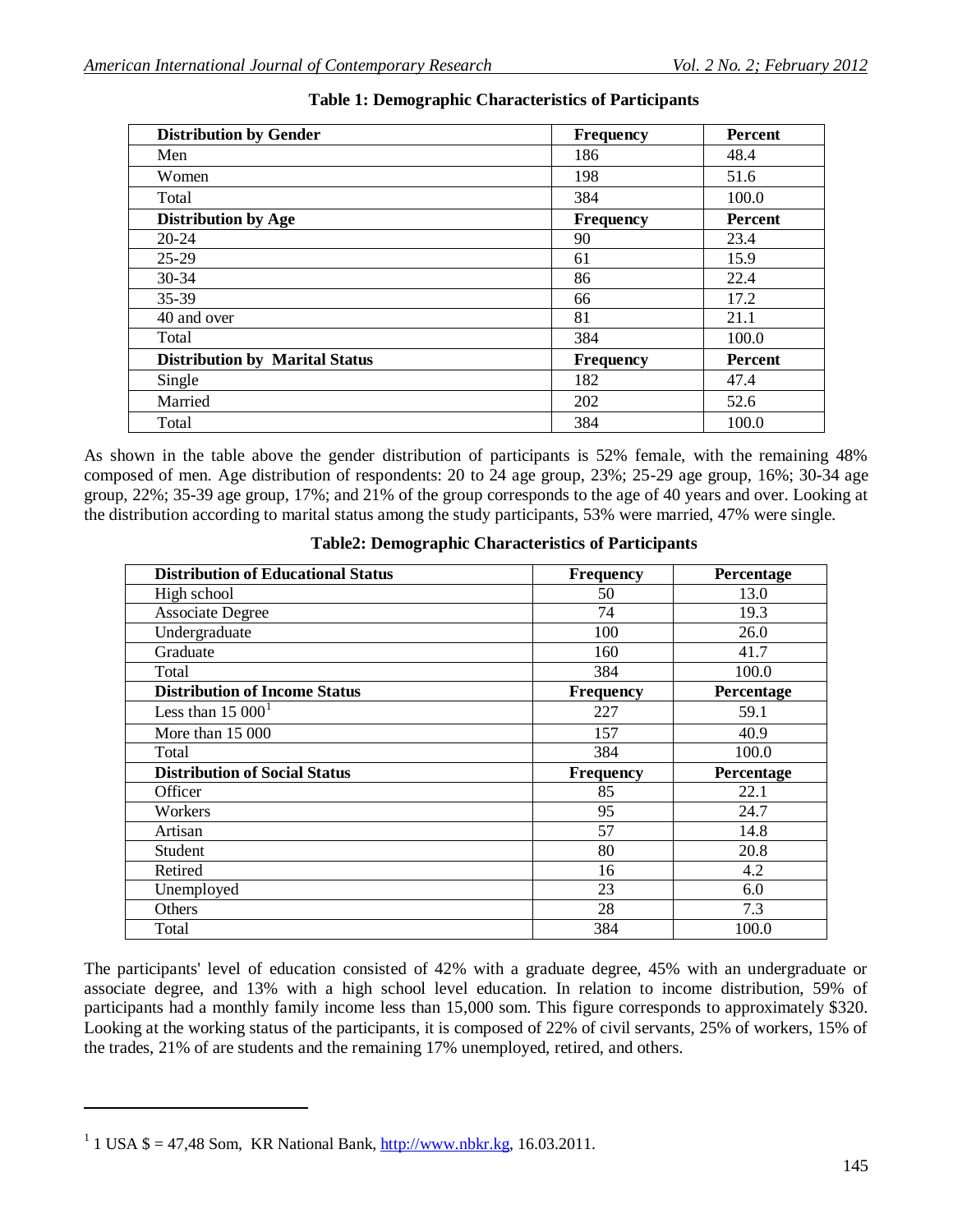**Table 1: Demographic Characteristics of Participants**

| Distribution by Gender | Frequency | Percent |
|---|---|---|
| Men | 186 | 48.4 |
| Women | 198 | 51.6 |
| Total | 384 | 100.0 |
| **Distribution by Age** | **Frequency** | **Percent** |
| 20-24 | 90 | 23.4 |
| 25-29 | 61 | 15.9 |
| 30-34 | 86 | 22.4 |
| 35-39 | 66 | 17.2 |
| 40 and over | 81 | 21.1 |
| Total | 384 | 100.0 |
| **Distribution by Marital Status** | **Frequency** | **Percent** |
| Single | 182 | 47.4 |
| Married | 202 | 52.6 |
| Total | 384 | 100.0 |

As shown in the table above the gender distribution of participants is 52% female, with the remaining 48% composed of men. Age distribution of respondents: 20 to 24 age group, 23%; 25-29 age group, 16%; 30-34 age group, 22%; 35-39 age group, 17%; and 21% of the group corresponds to the age of 40 years and over. Looking at the distribution according to marital status among the study participants, 53% were married, 47% were single.

**Table2: Demographic Characteristics of Participants**

| Distribution of Educational Status | Frequency | Percentage |
|---|---|---|
| High school | 50 | 13.0 |
| Associate Degree | 74 | 19.3 |
| Undergraduate | 100 | 26.0 |
| Graduate | 160 | 41.7 |
| Total | 384 | 100.0 |
| **Distribution of Income Status** | **Frequency** | **Percentage** |
| Less than 15 000[1] | 227 | 59.1 |
| More than 15 000 | 157 | 40.9 |
| Total | 384 | 100.0 |
| **Distribution of Social Status** | **Frequency** | **Percentage** |
| Officer | 85 | 22.1 |
| Workers | 95 | 24.7 |
| Artisan | 57 | 14.8 |
| Student | 80 | 20.8 |
| Retired | 16 | 4.2 |
| Unemployed | 23 | 6.0 |
| Others | 28 | 7.3 |
| Total | 384 | 100.0 |

The participants' level of education consisted of 42% with a graduate degree, 45% with an undergraduate or associate degree, and 13% with a high school level education. In relation to income distribution, 59% of participants had a monthly family income less than 15,000 som. This figure corresponds to approximately $320. Looking at the working status of the participants, it is composed of 22% of civil servants, 25% of workers, 15% of the trades, 21% of are students and the remaining 17% unemployed, retired, and others.

[1] 1 USA $ = 47,48 Som, KR National Bank, http://www.nbkr.kg, 16.03.2011.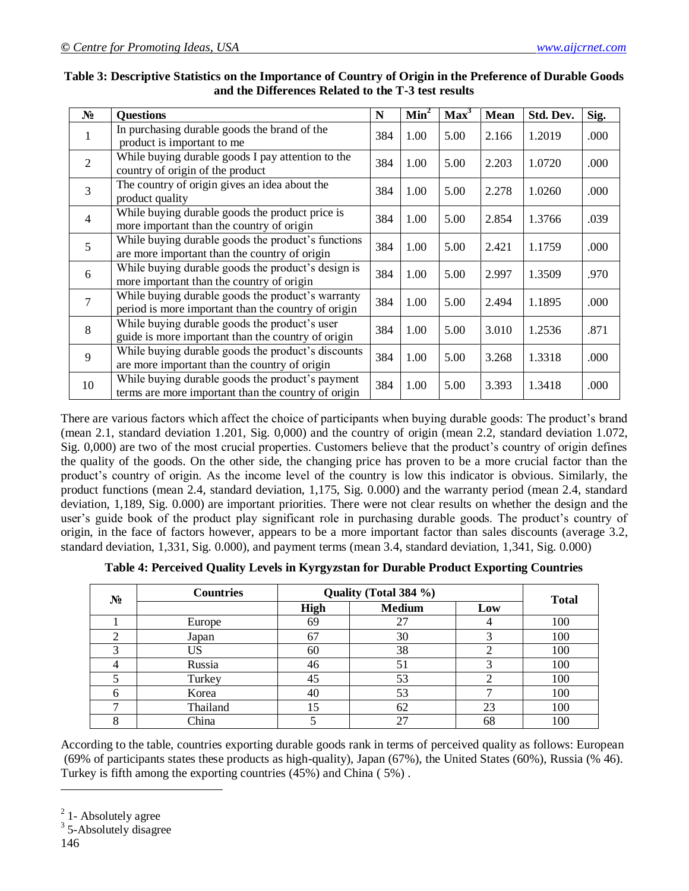**Table 3: Descriptive Statistics on the Importance of Country of Origin in the Preference of Durable Goods and the Differences Related to the T-3 test results**

| № | Questions | N | Min[2] | Max[3] | Mean | Std. Dev. | Sig. |
|---|---|---|---|---|---|---|---|
| 1 | In purchasing durable goods the brand of the product is important to me | 384 | 1.00 | 5.00 | 2.166 | 1.2019 | .000 |
| 2 | While buying durable goods I pay attention to the country of origin of the product | 384 | 1.00 | 5.00 | 2.203 | 1.0720 | .000 |
| 3 | The country of origin gives an idea about the product quality | 384 | 1.00 | 5.00 | 2.278 | 1.0260 | .000 |
| 4 | While buying durable goods the product price is more important than the country of origin | 384 | 1.00 | 5.00 | 2.854 | 1.3766 | .039 |
| 5 | While buying durable goods the product's functions are more important than the country of origin | 384 | 1.00 | 5.00 | 2.421 | 1.1759 | .000 |
| 6 | While buying durable goods the product's design is more important than the country of origin | 384 | 1.00 | 5.00 | 2.997 | 1.3509 | .970 |
| 7 | While buying durable goods the product's warranty period is more important than the country of origin | 384 | 1.00 | 5.00 | 2.494 | 1.1895 | .000 |
| 8 | While buying durable goods the product's user guide is more important than the country of origin | 384 | 1.00 | 5.00 | 3.010 | 1.2536 | .871 |
| 9 | While buying durable goods the product's discounts are more important than the country of origin | 384 | 1.00 | 5.00 | 3.268 | 1.3318 | .000 |
| 10 | While buying durable goods the product's payment terms are more important than the country of origin | 384 | 1.00 | 5.00 | 3.393 | 1.3418 | .000 |

There are various factors which affect the choice of participants when buying durable goods: The product's brand (mean 2.1, standard deviation 1.201, Sig. 0,000) and the country of origin (mean 2.2, standard deviation 1.072, Sig. 0,000) are two of the most crucial properties. Customers believe that the product's country of origin defines the quality of the goods. On the other side, the changing price has proven to be a more crucial factor than the product's country of origin. As the income level of the country is low this indicator is obvious. Similarly, the product functions (mean 2.4, standard deviation, 1,175, Sig. 0.000) and the warranty period (mean 2.4, standard deviation, 1,189, Sig. 0.000) are important priorities. There were not clear results on whether the design and the user's guide book of the product play significant role in purchasing durable goods. The product's country of origin, in the face of factors however, appears to be a more important factor than sales discounts (average 3.2, standard deviation, 1,331, Sig. 0.000), and payment terms (mean 3.4, standard deviation, 1,341, Sig. 0.000)

**Table 4: Perceived Quality Levels in Kyrgyzstan for Durable Product Exporting Countries**

| № | Countries | Quality (Total 384 %) | | | Total |
|---|---|---|---|---|---|
| | | High | Medium | Low | |
| 1 | Europe | 69 | 27 | 4 | 100 |
| 2 | Japan | 67 | 30 | 3 | 100 |
| 3 | US | 60 | 38 | 2 | 100 |
| 4 | Russia | 46 | 51 | 3 | 100 |
| 5 | Turkey | 45 | 53 | 2 | 100 |
| 6 | Korea | 40 | 53 | 7 | 100 |
| 7 | Thailand | 15 | 62 | 23 | 100 |
| 8 | China | 5 | 27 | 68 | 100 |

According to the table, countries exporting durable goods rank in terms of perceived quality as follows: European (69% of participants states these products as high-quality), Japan (67%), the United States (60%), Russia (% 46). Turkey is fifth among the exporting countries (45%) and China ( 5%) .

[2] 1- Absolutely agree

[3] 5-Absolutely disagree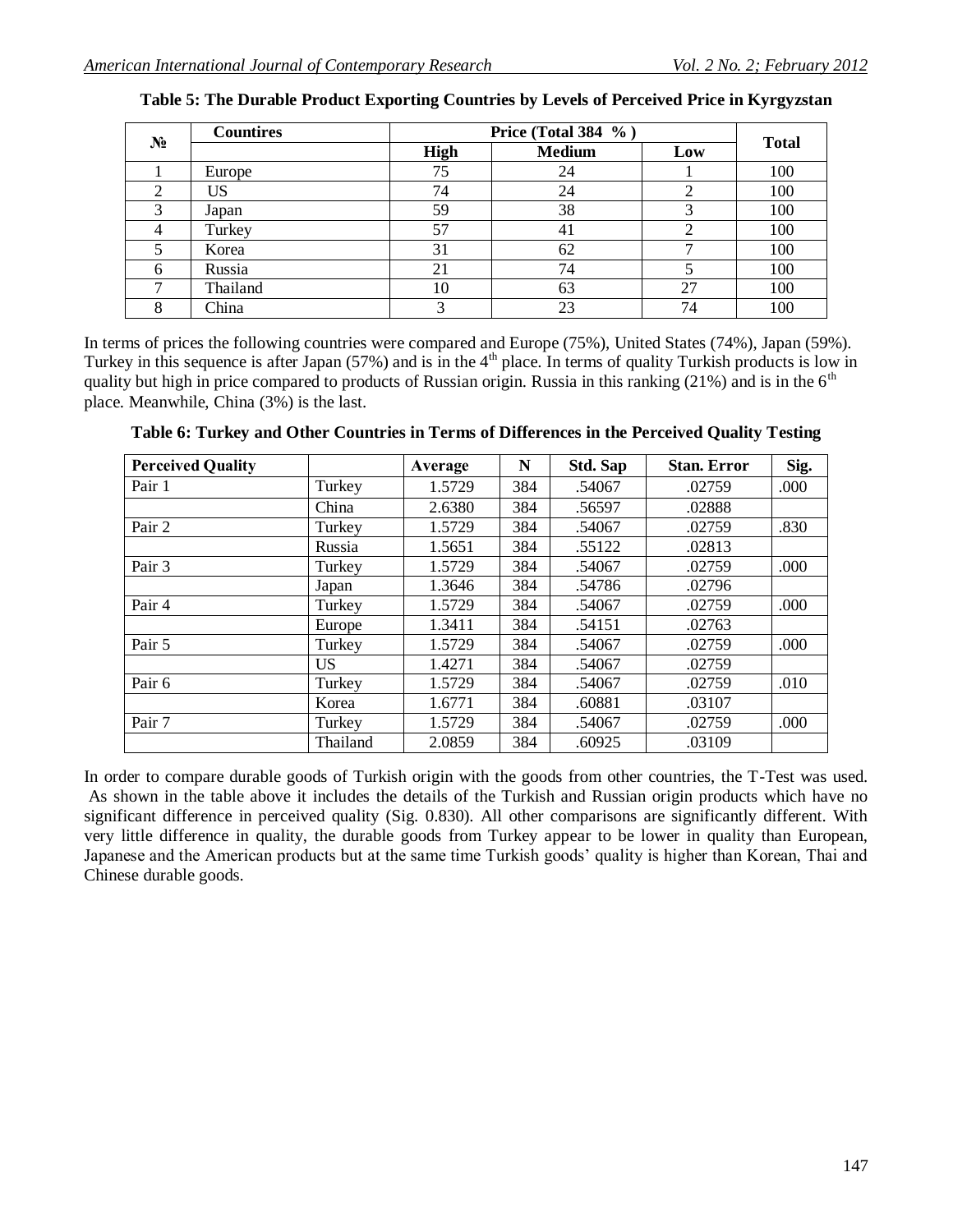**Table 5: The Durable Product Exporting Countries by Levels of Perceived Price in Kyrgyzstan**

| № | Countires | Price (Total 384 % ) | | | Total |
|---|---|---|---|---|---|
| | | High | Medium | Low | |
| 1 | Europe | 75 | 24 | 1 | 100 |
| 2 | US | 74 | 24 | 2 | 100 |
| 3 | Japan | 59 | 38 | 3 | 100 |
| 4 | Turkey | 57 | 41 | 2 | 100 |
| 5 | Korea | 31 | 62 | 7 | 100 |
| 6 | Russia | 21 | 74 | 5 | 100 |
| 7 | Thailand | 10 | 63 | 27 | 100 |
| 8 | China | 3 | 23 | 74 | 100 |

In terms of prices the following countries were compared and Europe (75%), United States (74%), Japan (59%). Turkey in this sequence is after Japan (57%) and is in the 4th place. In terms of quality Turkish products is low in quality but high in price compared to products of Russian origin. Russia in this ranking (21%) and is in the 6th place. Meanwhile, China (3%) is the last.

**Table 6: Turkey and Other Countries in Terms of Differences in the Perceived Quality Testing**

| Perceived Quality | | Average | N | Std. Sap | Stan. Error | Sig. |
|---|---|---|---|---|---|---|
| Pair 1 | Turkey | 1.5729 | 384 | .54067 | .02759 | .000 |
| | China | 2.6380 | 384 | .56597 | .02888 | |
| Pair 2 | Turkey | 1.5729 | 384 | .54067 | .02759 | .830 |
| | Russia | 1.5651 | 384 | .55122 | .02813 | |
| Pair 3 | Turkey | 1.5729 | 384 | .54067 | .02759 | .000 |
| | Japan | 1.3646 | 384 | .54786 | .02796 | |
| Pair 4 | Turkey | 1.5729 | 384 | .54067 | .02759 | .000 |
| | Europe | 1.3411 | 384 | .54151 | .02763 | |
| Pair 5 | Turkey | 1.5729 | 384 | .54067 | .02759 | .000 |
| | US | 1.4271 | 384 | .54067 | .02759 | |
| Pair 6 | Turkey | 1.5729 | 384 | .54067 | .02759 | .010 |
| | Korea | 1.6771 | 384 | .60881 | .03107 | |
| Pair 7 | Turkey | 1.5729 | 384 | .54067 | .02759 | .000 |
| | Thailand | 2.0859 | 384 | .60925 | .03109 | |

In order to compare durable goods of Turkish origin with the goods from other countries, the T-Test was used. As shown in the table above it includes the details of the Turkish and Russian origin products which have no significant difference in perceived quality (Sig. 0.830). All other comparisons are significantly different. With very little difference in quality, the durable goods from Turkey appear to be lower in quality than European, Japanese and the American products but at the same time Turkish goods' quality is higher than Korean, Thai and Chinese durable goods.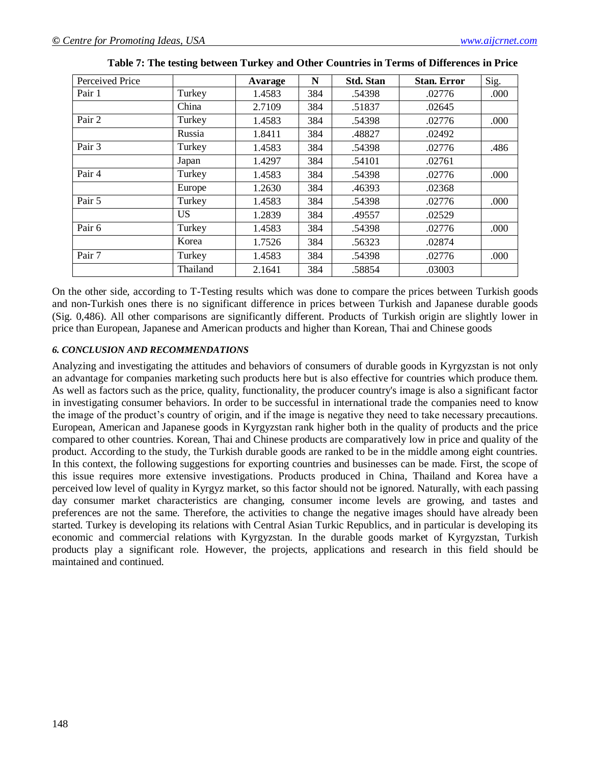**Table 7: The testing between Turkey and Other Countries in Terms of Differences in Price**

| Perceived Price | | Avarage | N | Std. Stan | Stan. Error | Sig. |
|---|---|---|---|---|---|---|
| Pair 1 | Turkey | 1.4583 | 384 | .54398 | .02776 | .000 |
| | China | 2.7109 | 384 | .51837 | .02645 | |
| Pair 2 | Turkey | 1.4583 | 384 | .54398 | .02776 | .000 |
| | Russia | 1.8411 | 384 | .48827 | .02492 | |
| Pair 3 | Turkey | 1.4583 | 384 | .54398 | .02776 | .486 |
| | Japan | 1.4297 | 384 | .54101 | .02761 | |
| Pair 4 | Turkey | 1.4583 | 384 | .54398 | .02776 | .000 |
| | Europe | 1.2630 | 384 | .46393 | .02368 | |
| Pair 5 | Turkey | 1.4583 | 384 | .54398 | .02776 | .000 |
| | US | 1.2839 | 384 | .49557 | .02529 | |
| Pair 6 | Turkey | 1.4583 | 384 | .54398 | .02776 | .000 |
| | Korea | 1.7526 | 384 | .56323 | .02874 | |
| Pair 7 | Turkey | 1.4583 | 384 | .54398 | .02776 | .000 |
| | Thailand | 2.1641 | 384 | .58854 | .03003 | |

On the other side, according to T-Testing results which was done to compare the prices between Turkish goods and non-Turkish ones there is no significant difference in prices between Turkish and Japanese durable goods (Sig. 0,486). All other comparisons are significantly different. Products of Turkish origin are slightly lower in price than European, Japanese and American products and higher than Korean, Thai and Chinese goods

### *6. CONCLUSION AND RECOMMENDATIONS*

Analyzing and investigating the attitudes and behaviors of consumers of durable goods in Kyrgyzstan is not only an advantage for companies marketing such products here but is also effective for countries which produce them. As well as factors such as the price, quality, functionality, the producer country's image is also a significant factor in investigating consumer behaviors. In order to be successful in international trade the companies need to know the image of the product's country of origin, and if the image is negative they need to take necessary precautions. European, American and Japanese goods in Kyrgyzstan rank higher both in the quality of products and the price compared to other countries. Korean, Thai and Chinese products are comparatively low in price and quality of the product. According to the study, the Turkish durable goods are ranked to be in the middle among eight countries. In this context, the following suggestions for exporting countries and businesses can be made. First, the scope of this issue requires more extensive investigations. Products produced in China, Thailand and Korea have a perceived low level of quality in Kyrgyz market, so this factor should not be ignored. Naturally, with each passing day consumer market characteristics are changing, consumer income levels are growing, and tastes and preferences are not the same. Therefore, the activities to change the negative images should have already been started. Turkey is developing its relations with Central Asian Turkic Republics, and in particular is developing its economic and commercial relations with Kyrgyzstan. In the durable goods market of Kyrgyzstan, Turkish products play a significant role. However, the projects, applications and research in this field should be maintained and continued.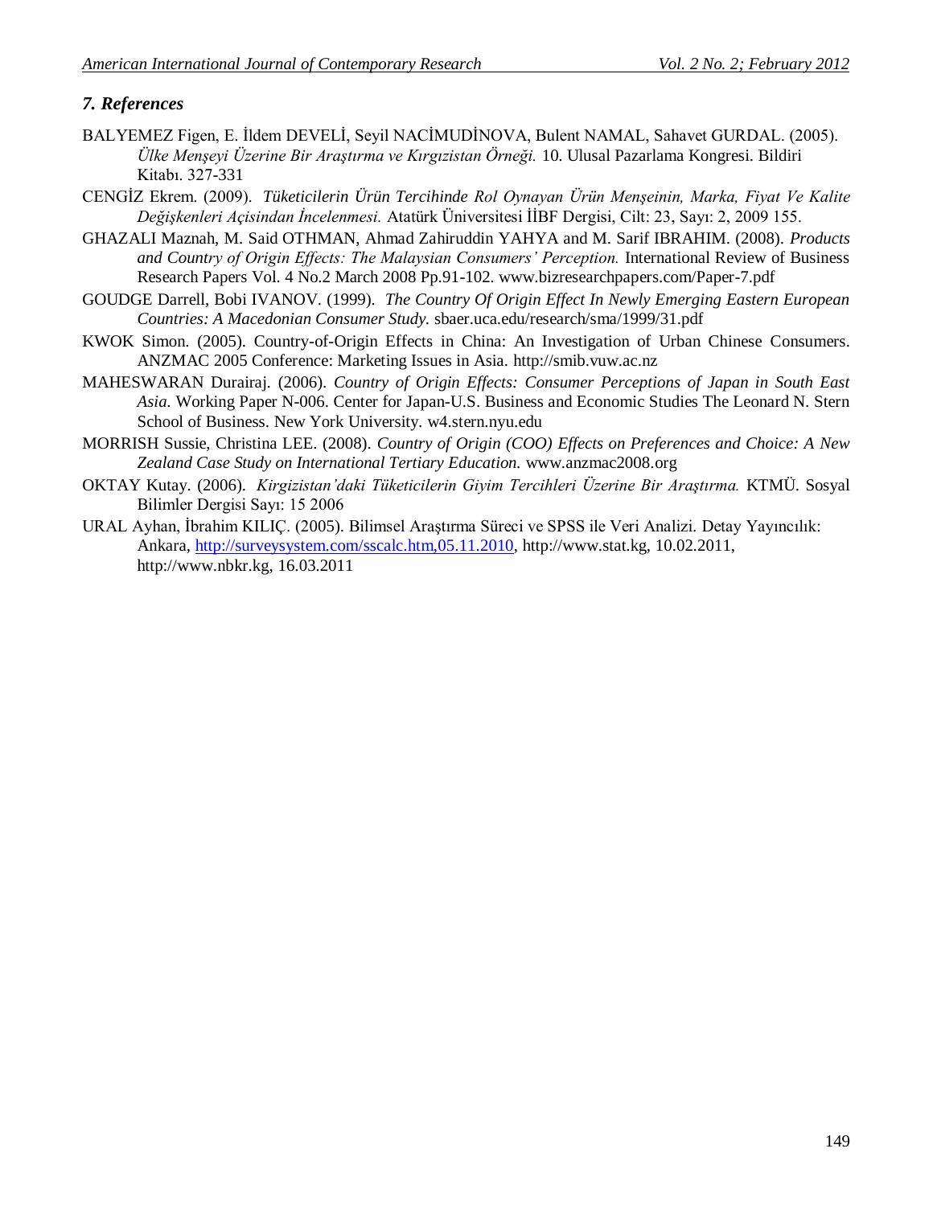### *7. References*

BALYEMEZ Figen, E. İldem DEVELİ, Seyil NACİMUDİNOVA, Bulent NAMAL, Sahavet GURDAL. (2005). *Ülke Menşeyi Üzerine Bir Araştırma ve Kırgızistan Örneği.* 10. Ulusal Pazarlama Kongresi. Bildiri Kitabı. 327-331

CENGİZ Ekrem. (2009). *Tüketicilerin Ürün Tercihinde Rol Oynayan Ürün Menşeinin, Marka, Fiyat Ve Kalite Değişkenleri Açisindan İncelenmesi.* Atatürk Üniversitesi İİBF Dergisi, Cilt: 23, Sayı: 2, 2009 155.

GHAZALI Maznah, M. Said OTHMAN, Ahmad Zahiruddin YAHYA and M. Sarif IBRAHIM. (2008). *Products and Country of Origin Effects: The Malaysian Consumers' Perception.* International Review of Business Research Papers Vol. 4 No.2 March 2008 Pp.91-102. www.bizresearchpapers.com/Paper-7.pdf

GOUDGE Darrell, Bobi IVANOV. (1999). *The Country Of Origin Effect In Newly Emerging Eastern European Countries: A Macedonian Consumer Study.* sbaer.uca.edu/research/sma/1999/31.pdf

KWOK Simon. (2005). Country-of-Origin Effects in China: An Investigation of Urban Chinese Consumers. ANZMAC 2005 Conference: Marketing Issues in Asia. http://smib.vuw.ac.nz

MAHESWARAN Durairaj. (2006). *Country of Origin Effects: Consumer Perceptions of Japan in South East Asia.* Working Paper N-006. Center for Japan-U.S. Business and Economic Studies The Leonard N. Stern School of Business. New York University. w4.stern.nyu.edu

MORRISH Sussie, Christina LEE. (2008). *Country of Origin (COO) Effects on Preferences and Choice: A New Zealand Case Study on International Tertiary Education.* www.anzmac2008.org

OKTAY Kutay. (2006). *Kirgizistan'daki Tüketicilerin Giyim Tercihleri Üzerine Bir Araştırma.* KTMÜ. Sosyal Bilimler Dergisi Sayı: 15 2006

URAL Ayhan, İbrahim KILIÇ. (2005). Bilimsel Araştırma Süreci ve SPSS ile Veri Analizi. Detay Yayıncılık: Ankara, http://surveysystem.com/sscalc.htm,05.11.2010, http://www.stat.kg, 10.02.2011, http://www.nbkr.kg, 16.03.2011